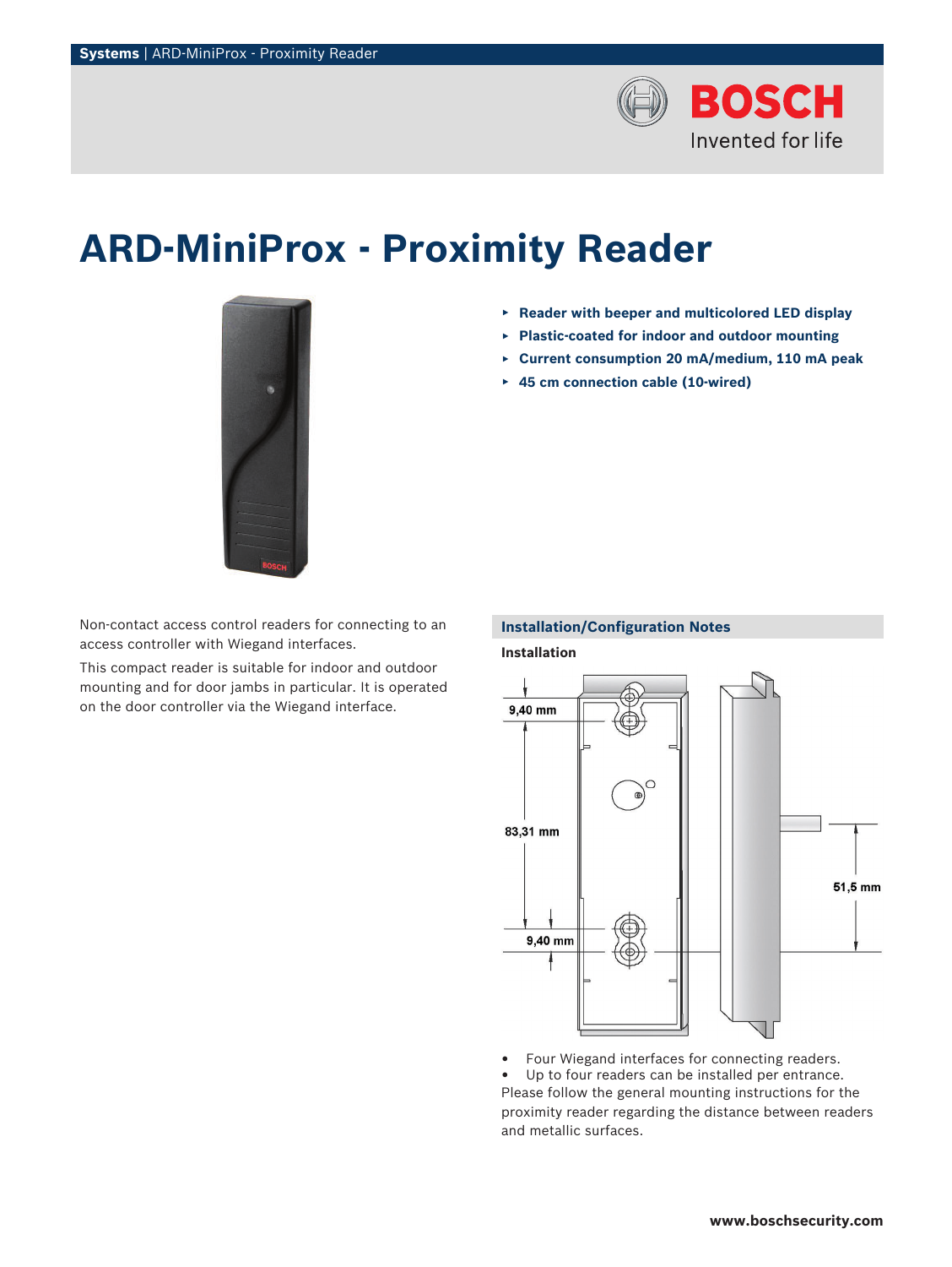# ARD-MiniProx - Proximity Reader

- **Reader with beeper and multicolored LED display**
- **Plastic-coated for indoor and outdoor mounting**
- **Current consumption 20 mA/medium, 110 mA peak**
- **45 cm connection cable (10-wired)**

Non-contact access control readers for connecting to an access controller with Wiegand interfaces.

This compact reader is suitable for indoor and outdoor mounting and for door jambs in particular. It is operated on the door controller via the Wiegand interface.

## Installation/Configuration Notes

### Installation

- Four Wiegand interfaces for connecting readers.
- Up to four readers can be installed per entrance.

Please follow the general mounting instructions for the proximity reader regarding the distance between readers and metallic surfaces.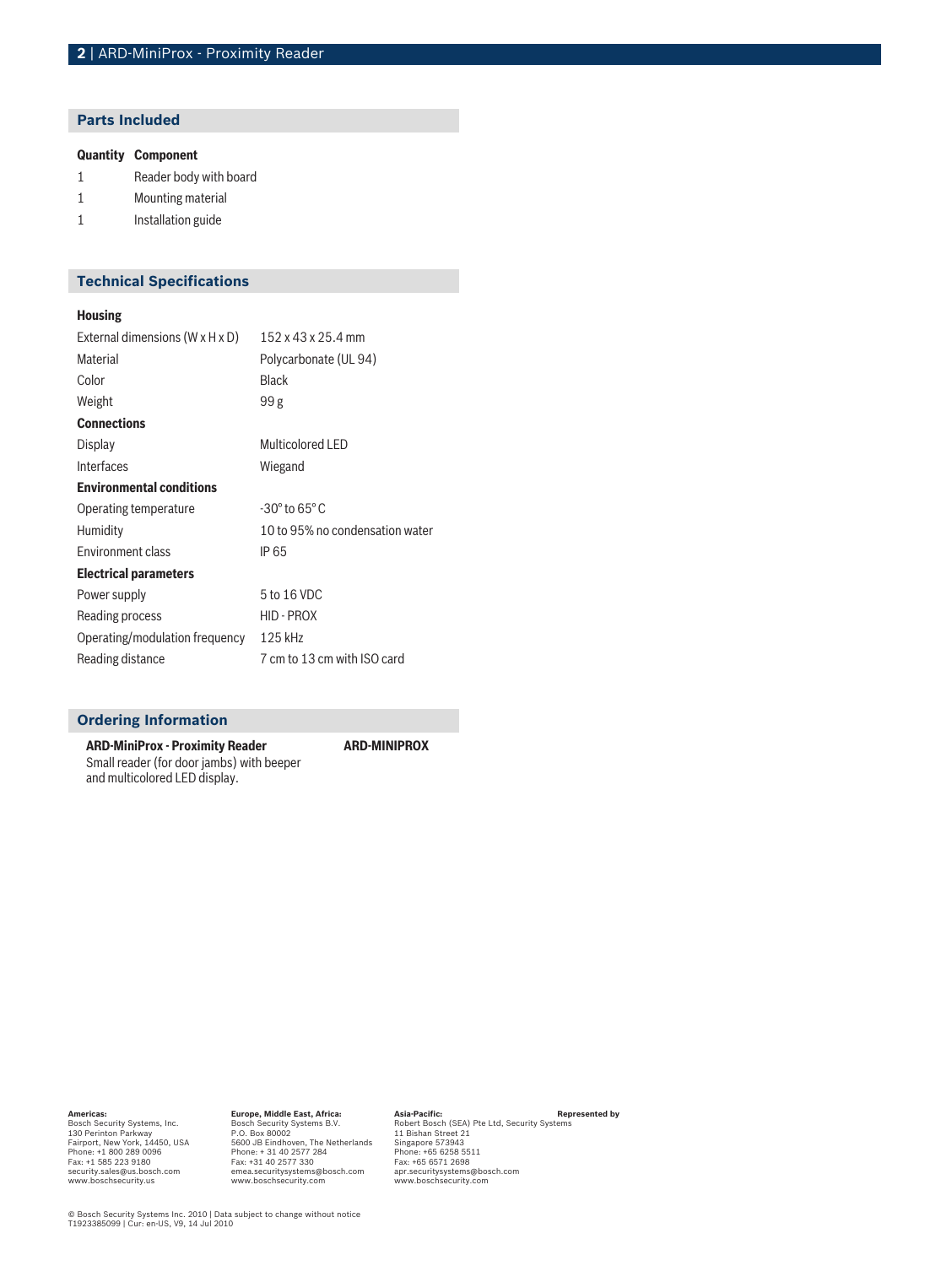## Parts Included

| Quantity | Component |
|---|---|
| 1 | Reader body with board |
| 1 | Mounting material |
| 1 | Installation guide |

## Technical Specifications

| | |
|---|---|
| **Housing** | |
| External dimensions (W x H x D) | 152 x 43 x 25.4 mm |
| Material | Polycarbonate (UL 94) |
| Color | Black |
| Weight | 99 g |
| **Connections** | |
| Display | Multicolored LED |
| Interfaces | Wiegand |
| **Environmental conditions** | |
| Operating temperature | -30° to 65° C |
| Humidity | 10 to 95% no condensation water |
| Environment class | IP 65 |
| **Electrical parameters** | |
| Power supply | 5 to 16 VDC |
| Reading process | HID - PROX |
| Operating/modulation frequency | 125 kHz |
| Reading distance | 7 cm to 13 cm with ISO card |

## Ordering Information

| | |
|---|---|
| **ARD-MiniProx - Proximity Reader**<br>Small reader (for door jambs) with beeper and multicolored LED display. | **ARD-MINIPROX** |

**Americas:**
Bosch Security Systems, Inc.
130 Perinton Parkway
Fairport, New York, 14450, USA
Phone: +1 800 289 0096
Fax: +1 585 223 9180
security.sales@us.bosch.com
www.boschsecurity.us

**Europe, Middle East, Africa:**
Bosch Security Systems B.V.
P.O. Box 80002
5600 JB Eindhoven, The Netherlands
Phone: + 31 40 2577 284
Fax: +31 40 2577 330
emea.securitysystems@bosch.com
www.boschsecurity.com

**Asia-Pacific:**
Robert Bosch (SEA) Pte Ltd, Security Systems
11 Bishan Street 21
Singapore 573943
Phone: +65 6258 5511
Fax: +65 6571 2698
apr.securitysystems@bosch.com
www.boschsecurity.com

**Represented by**

© Bosch Security Systems Inc. 2010 | Data subject to change without notice
T1923385099 | Cur: en-US, V9, 14 Jul 2010